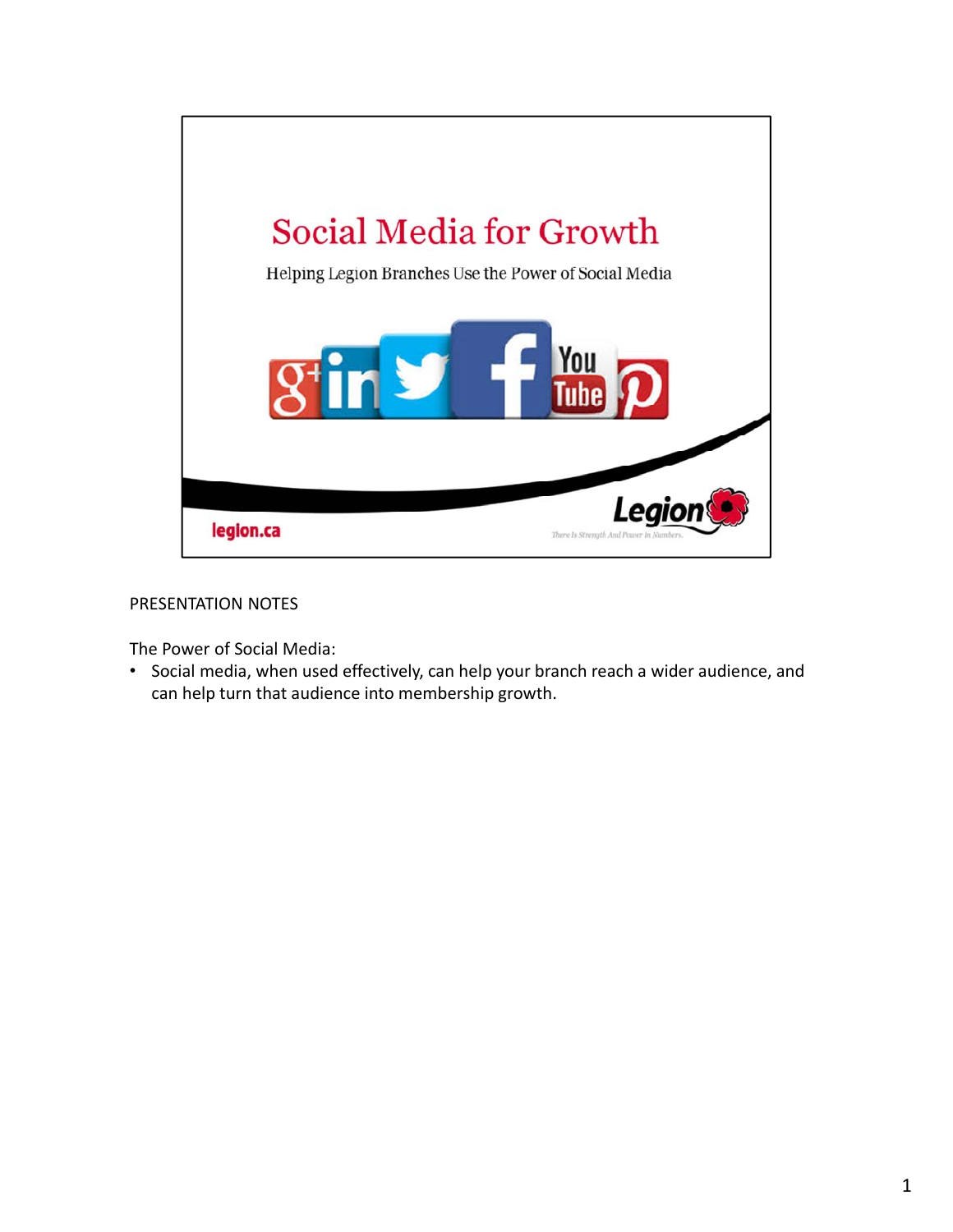# Social Media for Growth

Helping Legion Branches Use the Power of Social Media

legion.ca

Legion

There Is Strength And Power in Numbers.

PRESENTATION NOTES

The Power of Social Media:

- Social media, when used effectively, can help your branch reach a wider audience, and can help turn that audience into membership growth.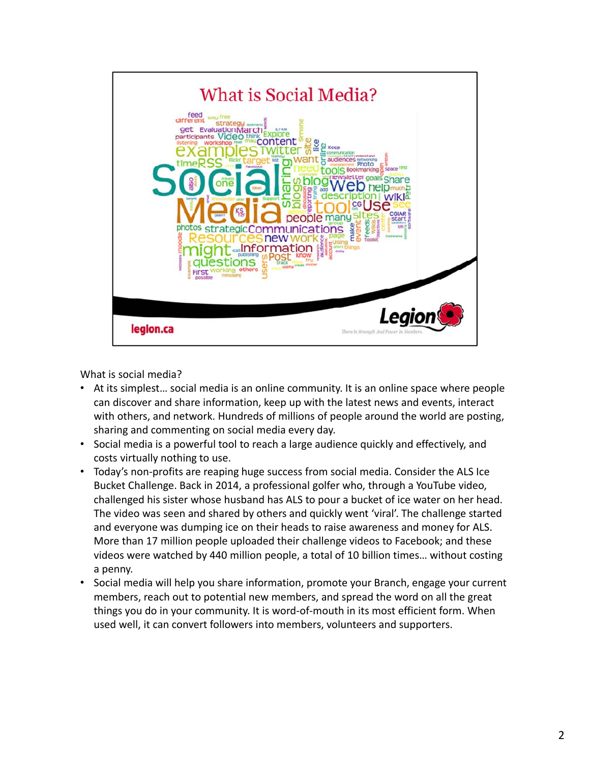What is Social Media?

What is social media?

- At its simplest… social media is an online community. It is an online space where people can discover and share information, keep up with the latest news and events, interact with others, and network. Hundreds of millions of people around the world are posting, sharing and commenting on social media every day.
- Social media is a powerful tool to reach a large audience quickly and effectively, and costs virtually nothing to use.
- Today's non-profits are reaping huge success from social media. Consider the ALS Ice Bucket Challenge. Back in 2014, a professional golfer who, through a YouTube video, challenged his sister whose husband has ALS to pour a bucket of ice water on her head. The video was seen and shared by others and quickly went 'viral'. The challenge started and everyone was dumping ice on their heads to raise awareness and money for ALS. More than 17 million people uploaded their challenge videos to Facebook; and these videos were watched by 440 million people, a total of 10 billion times… without costing a penny.
- Social media will help you share information, promote your Branch, engage your current members, reach out to potential new members, and spread the word on all the great things you do in your community. It is word-of-mouth in its most efficient form. When used well, it can convert followers into members, volunteers and supporters.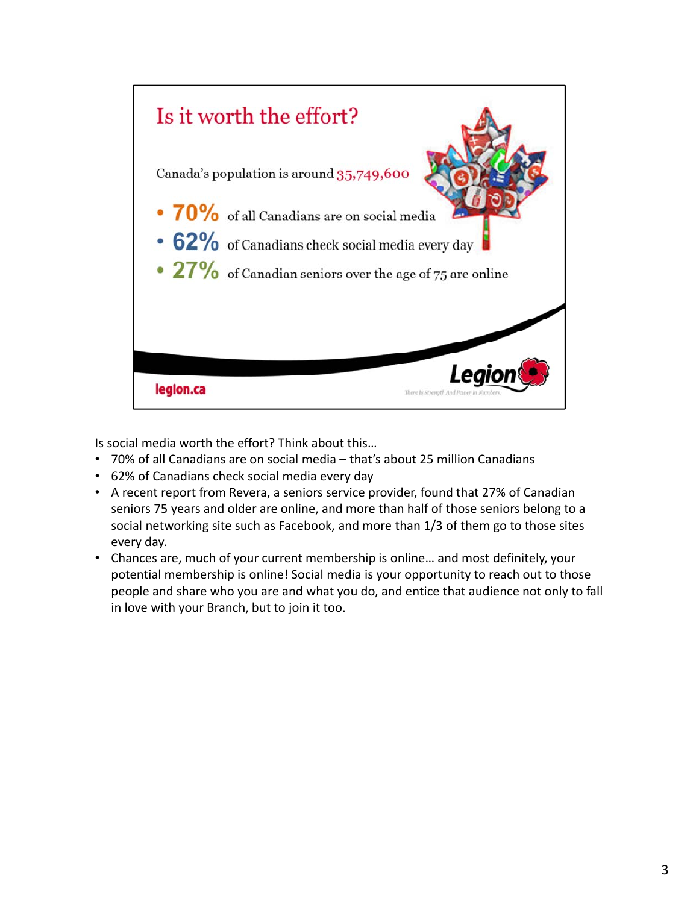# Is it worth the effort?

Canada's population is around 35,749,600

- **70%** of all Canadians are on social media
- **62%** of Canadians check social media every day
- **27%** of Canadian seniors over the age of 75 are online

legion.ca

Legion — There Is Strength And Power in Numbers.

Is social media worth the effort? Think about this…

- 70% of all Canadians are on social media – that's about 25 million Canadians
- 62% of Canadians check social media every day
- A recent report from Revera, a seniors service provider, found that 27% of Canadian seniors 75 years and older are online, and more than half of those seniors belong to a social networking site such as Facebook, and more than 1/3 of them go to those sites every day.
- Chances are, much of your current membership is online… and most definitely, your potential membership is online! Social media is your opportunity to reach out to those people and share who you are and what you do, and entice that audience not only to fall in love with your Branch, but to join it too.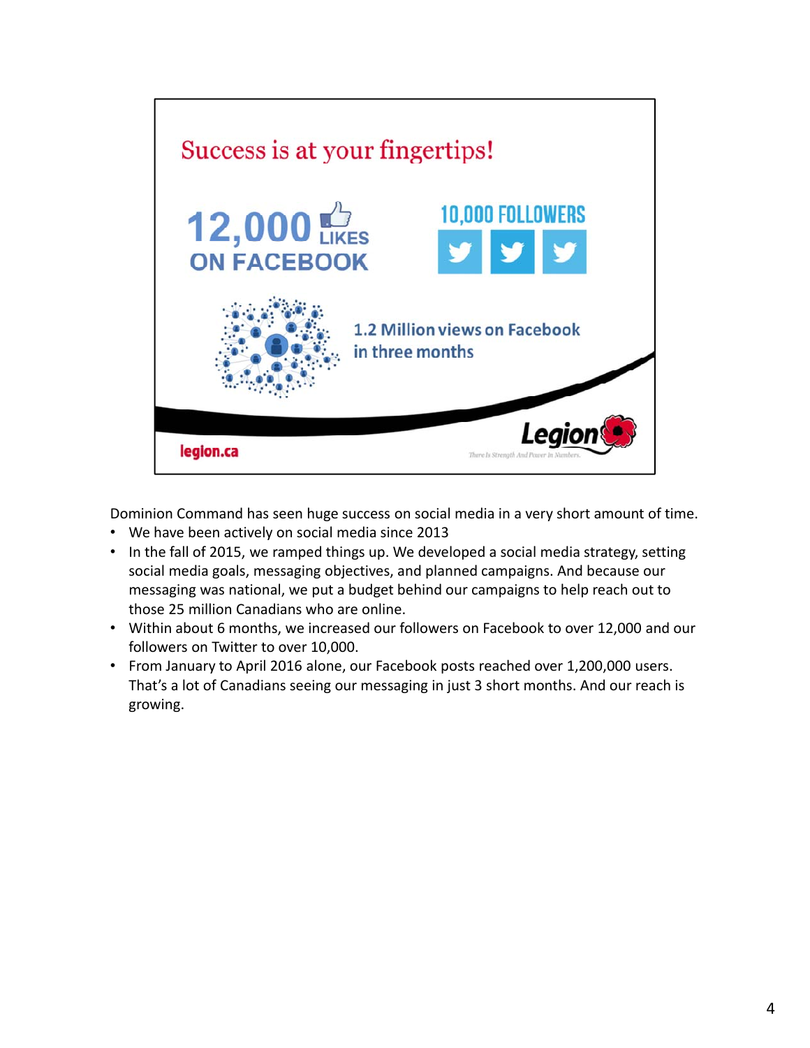## Success is at your fingertips!

**12,000 LIKES ON FACEBOOK**

**10,000 FOLLOWERS**

**1.2 Million views on Facebook in three months**

legion.ca

Legion — There Is Strength And Power in Numbers.

Dominion Command has seen huge success on social media in a very short amount of time.

- We have been actively on social media since 2013
- In the fall of 2015, we ramped things up. We developed a social media strategy, setting social media goals, messaging objectives, and planned campaigns. And because our messaging was national, we put a budget behind our campaigns to help reach out to those 25 million Canadians who are online.
- Within about 6 months, we increased our followers on Facebook to over 12,000 and our followers on Twitter to over 10,000.
- From January to April 2016 alone, our Facebook posts reached over 1,200,000 users. That's a lot of Canadians seeing our messaging in just 3 short months. And our reach is growing.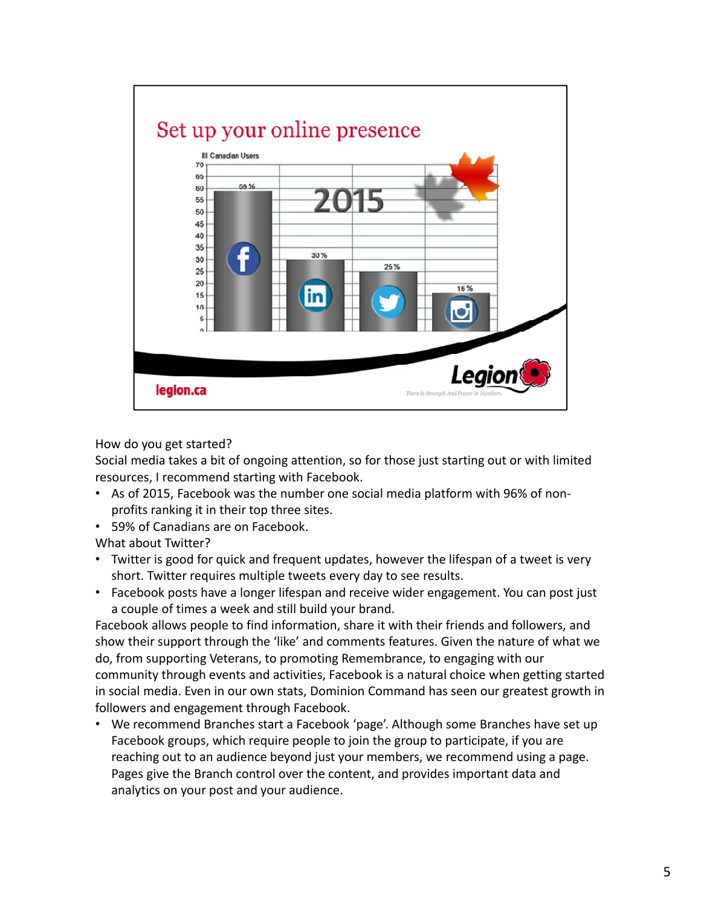## Set up your online presence

Canadian Users

2015

| Platform | Canadian Users |
|---|---|
| Facebook | 59 % |
| LinkedIn | 30 % |
| Twitter | 25 % |
| Instagram | 16 % |

legion.ca

Legion — There Is Strength And Power In Numbers.

How do you get started?

Social media takes a bit of ongoing attention, so for those just starting out or with limited resources, I recommend starting with Facebook.

- As of 2015, Facebook was the number one social media platform with 96% of non-profits ranking it in their top three sites.
- 59% of Canadians are on Facebook.

What about Twitter?

- Twitter is good for quick and frequent updates, however the lifespan of a tweet is very short. Twitter requires multiple tweets every day to see results.
- Facebook posts have a longer lifespan and receive wider engagement. You can post just a couple of times a week and still build your brand.

Facebook allows people to find information, share it with their friends and followers, and show their support through the 'like' and comments features. Given the nature of what we do, from supporting Veterans, to promoting Remembrance, to engaging with our community through events and activities, Facebook is a natural choice when getting started in social media. Even in our own stats, Dominion Command has seen our greatest growth in followers and engagement through Facebook.

- We recommend Branches start a Facebook 'page'. Although some Branches have set up Facebook groups, which require people to join the group to participate, if you are reaching out to an audience beyond just your members, we recommend using a page. Pages give the Branch control over the content, and provides important data and analytics on your post and your audience.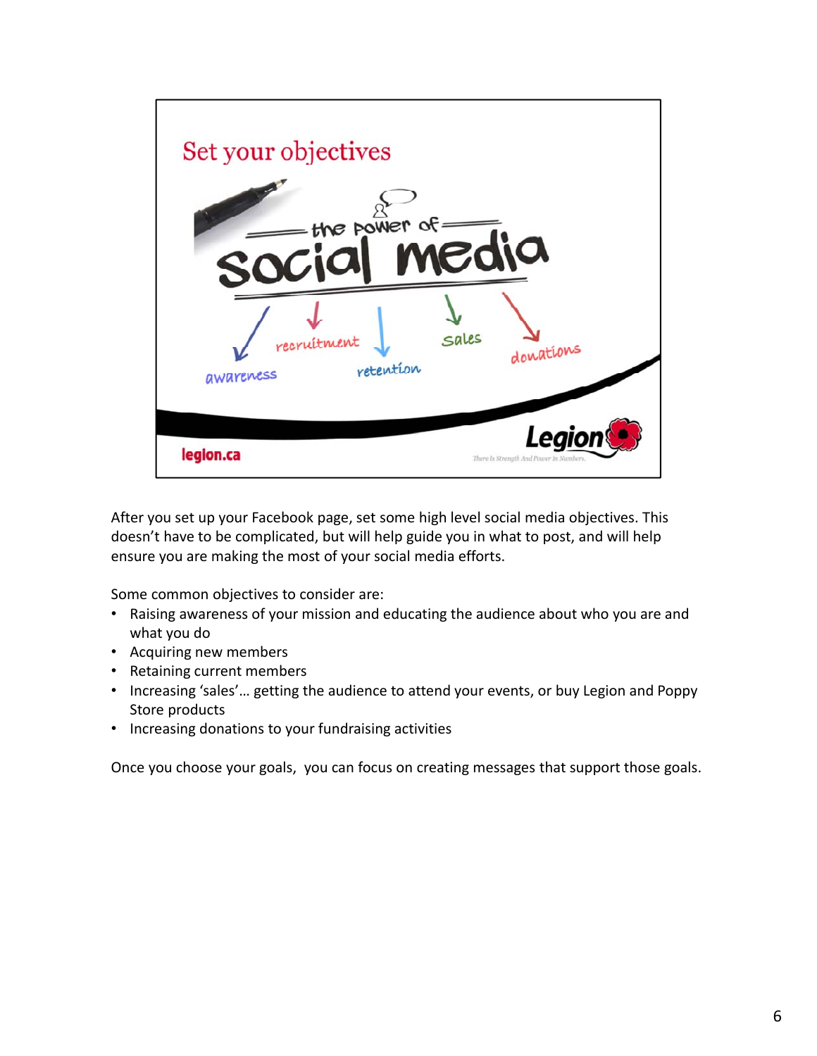## Set your objectives

the power of social media

awareness · recruitment · retention · sales · donations

legion.ca

Legion — There Is Strength And Power in Numbers.

After you set up your Facebook page, set some high level social media objectives. This doesn't have to be complicated, but will help guide you in what to post, and will help ensure you are making the most of your social media efforts.

Some common objectives to consider are:

- Raising awareness of your mission and educating the audience about who you are and what you do
- Acquiring new members
- Retaining current members
- Increasing 'sales'… getting the audience to attend your events, or buy Legion and Poppy Store products
- Increasing donations to your fundraising activities

Once you choose your goals, you can focus on creating messages that support those goals.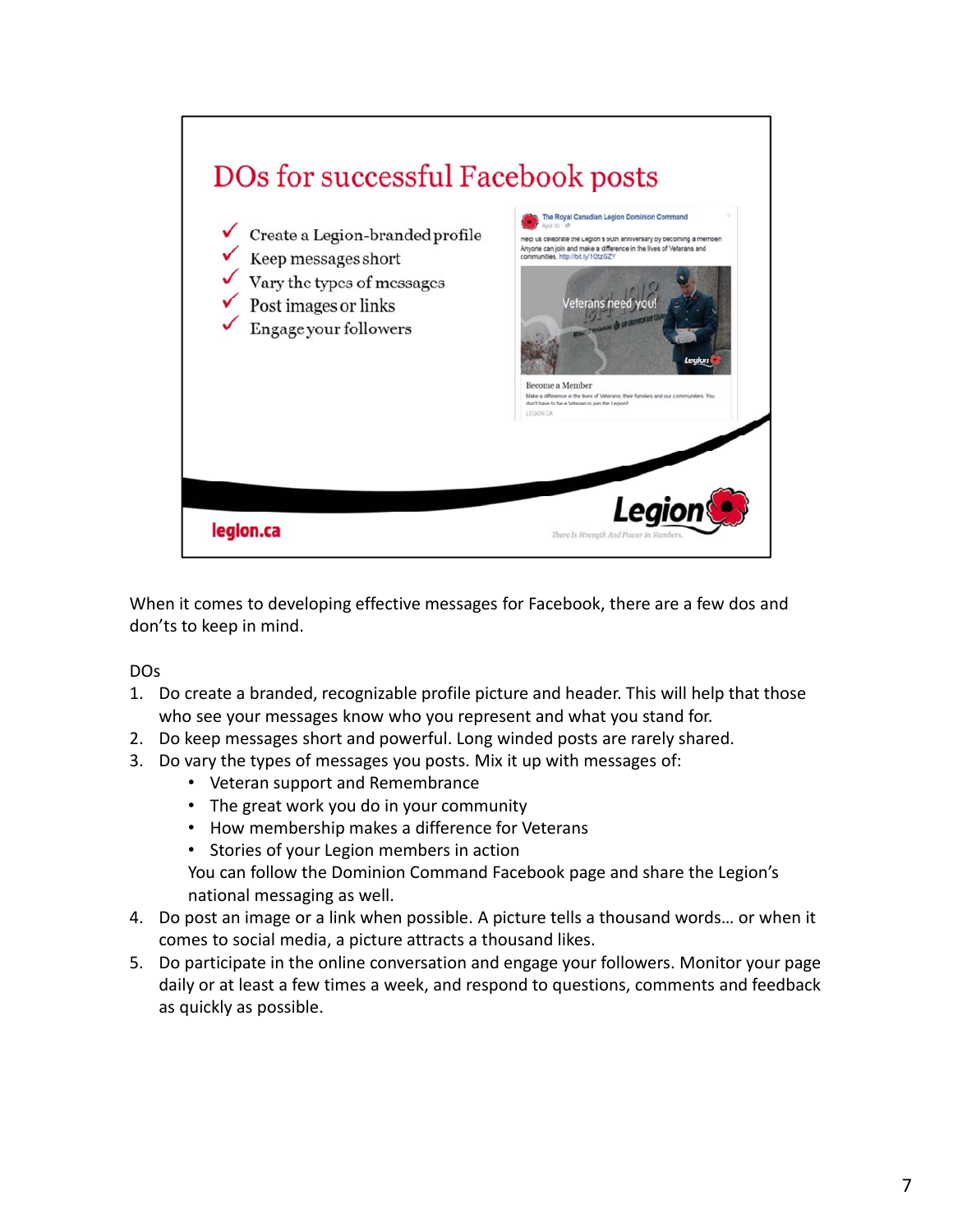## DOs for successful Facebook posts

- ✓ Create a Legion-branded profile
- ✓ Keep messages short
- ✓ Vary the types of messages
- ✓ Post images or links
- ✓ Engage your followers

legion.ca

When it comes to developing effective messages for Facebook, there are a few dos and don'ts to keep in mind.

DOs

1. Do create a branded, recognizable profile picture and header. This will help that those who see your messages know who you represent and what you stand for.
2. Do keep messages short and powerful. Long winded posts are rarely shared.
3. Do vary the types of messages you posts. Mix it up with messages of:
   - Veteran support and Remembrance
   - The great work you do in your community
   - How membership makes a difference for Veterans
   - Stories of your Legion members in action

   You can follow the Dominion Command Facebook page and share the Legion's national messaging as well.
4. Do post an image or a link when possible. A picture tells a thousand words… or when it comes to social media, a picture attracts a thousand likes.
5. Do participate in the online conversation and engage your followers. Monitor your page daily or at least a few times a week, and respond to questions, comments and feedback as quickly as possible.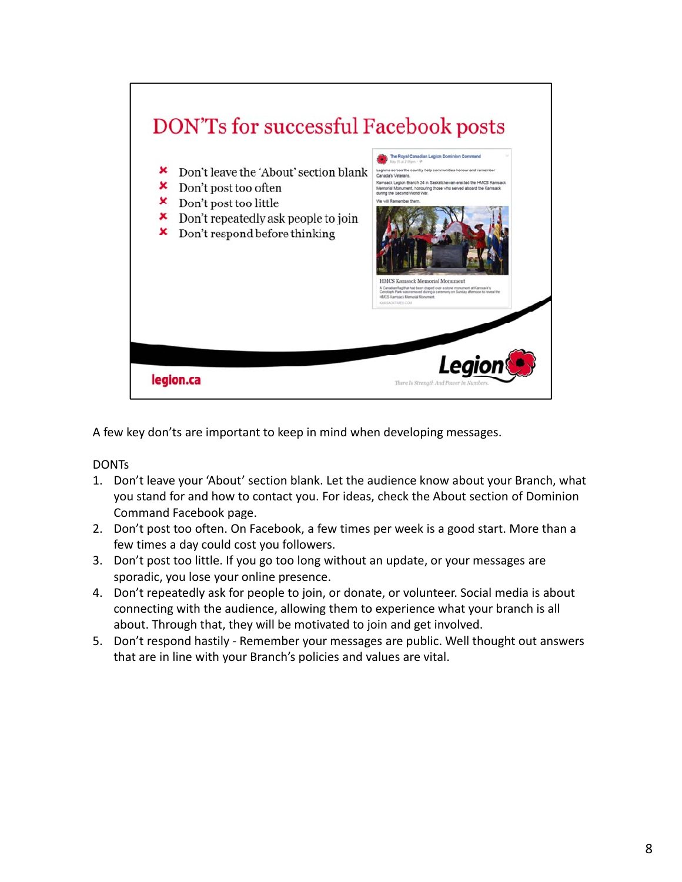## DON'Ts for successful Facebook posts

- Don't leave the 'About' section blank
- Don't post too often
- Don't post too little
- Don't repeatedly ask people to join
- Don't respond before thinking

legion.ca

A few key don'ts are important to keep in mind when developing messages.

DONTs

1. Don't leave your 'About' section blank. Let the audience know about your Branch, what you stand for and how to contact you. For ideas, check the About section of Dominion Command Facebook page.
2. Don't post too often. On Facebook, a few times per week is a good start. More than a few times a day could cost you followers.
3. Don't post too little. If you go too long without an update, or your messages are sporadic, you lose your online presence.
4. Don't repeatedly ask for people to join, or donate, or volunteer. Social media is about connecting with the audience, allowing them to experience what your branch is all about. Through that, they will be motivated to join and get involved.
5. Don't respond hastily - Remember your messages are public. Well thought out answers that are in line with your Branch's policies and values are vital.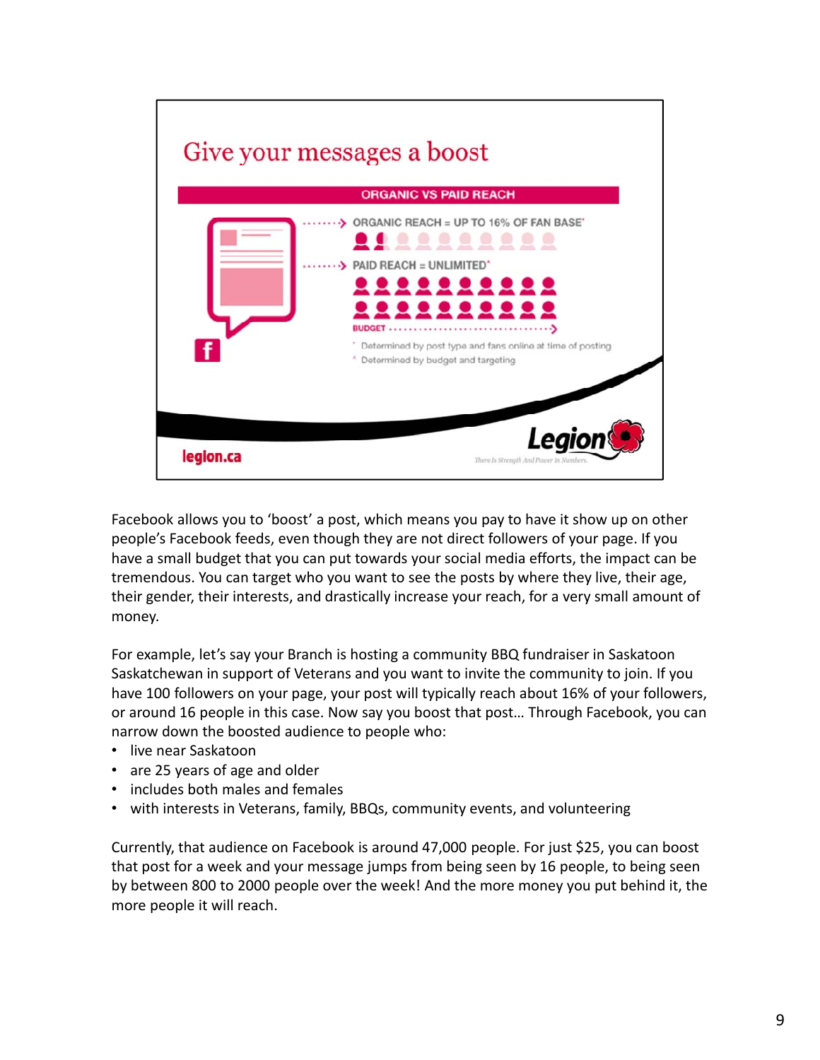## Give your messages a boost

**ORGANIC VS PAID REACH**

ORGANIC REACH = UP TO 16% OF FAN BASE*

PAID REACH = UNLIMITED*

BUDGET

* Determined by post type and fans online at time of posting

* Determined by budget and targeting

legion.ca

Legion

There Is Strength And Power in Numbers.

Facebook allows you to 'boost' a post, which means you pay to have it show up on other people's Facebook feeds, even though they are not direct followers of your page. If you have a small budget that you can put towards your social media efforts, the impact can be tremendous. You can target who you want to see the posts by where they live, their age, their gender, their interests, and drastically increase your reach, for a very small amount of money.

For example, let's say your Branch is hosting a community BBQ fundraiser in Saskatoon Saskatchewan in support of Veterans and you want to invite the community to join. If you have 100 followers on your page, your post will typically reach about 16% of your followers, or around 16 people in this case. Now say you boost that post… Through Facebook, you can narrow down the boosted audience to people who:

- live near Saskatoon
- are 25 years of age and older
- includes both males and females
- with interests in Veterans, family, BBQs, community events, and volunteering

Currently, that audience on Facebook is around 47,000 people. For just $25, you can boost that post for a week and your message jumps from being seen by 16 people, to being seen by between 800 to 2000 people over the week! And the more money you put behind it, the more people it will reach.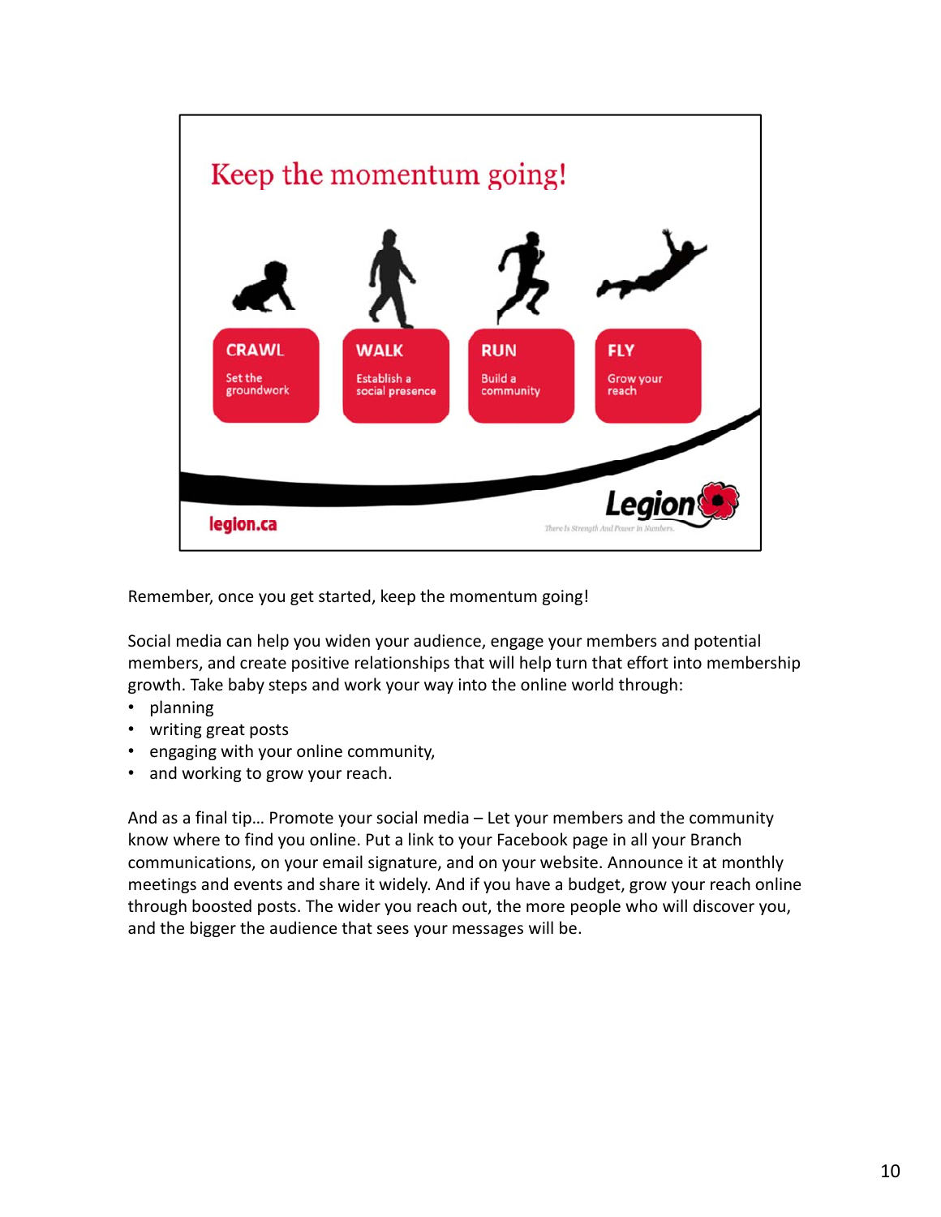## Keep the momentum going!

**CRAWL**
Set the groundwork

**WALK**
Establish a social presence

**RUN**
Build a community

**FLY**
Grow your reach

legion.ca

Legion — There Is Strength And Power In Numbers.

Remember, once you get started, keep the momentum going!

Social media can help you widen your audience, engage your members and potential members, and create positive relationships that will help turn that effort into membership growth. Take baby steps and work your way into the online world through:

- planning
- writing great posts
- engaging with your online community,
- and working to grow your reach.

And as a final tip… Promote your social media – Let your members and the community know where to find you online. Put a link to your Facebook page in all your Branch communications, on your email signature, and on your website. Announce it at monthly meetings and events and share it widely. And if you have a budget, grow your reach online through boosted posts. The wider you reach out, the more people who will discover you, and the bigger the audience that sees your messages will be.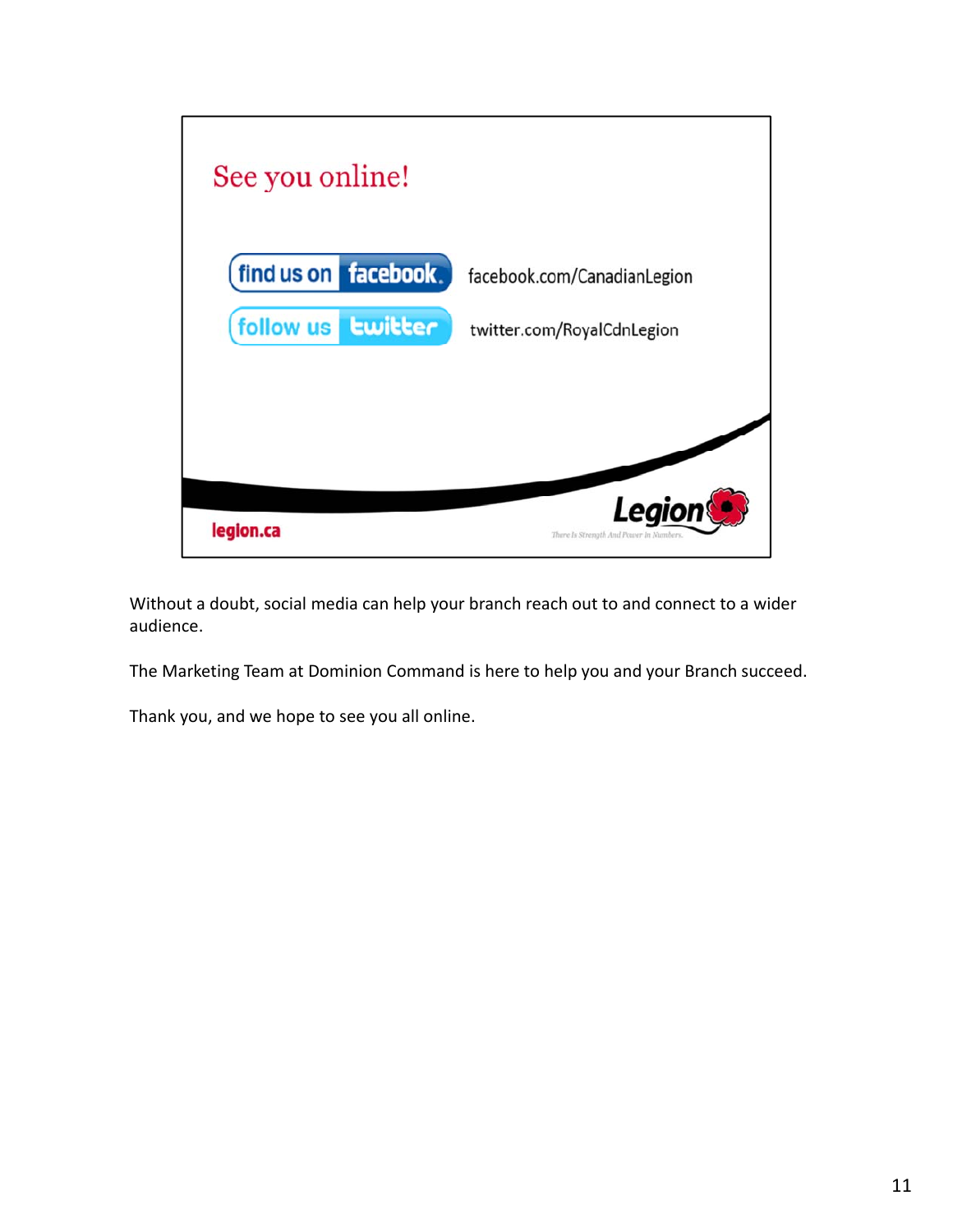## See you online!

find us on facebook — facebook.com/CanadianLegion

follow us twitter — twitter.com/RoyalCdnLegion

legion.ca

Legion

There Is Strength And Power In Numbers.

Without a doubt, social media can help your branch reach out to and connect to a wider audience.

The Marketing Team at Dominion Command is here to help you and your Branch succeed.

Thank you, and we hope to see you all online.